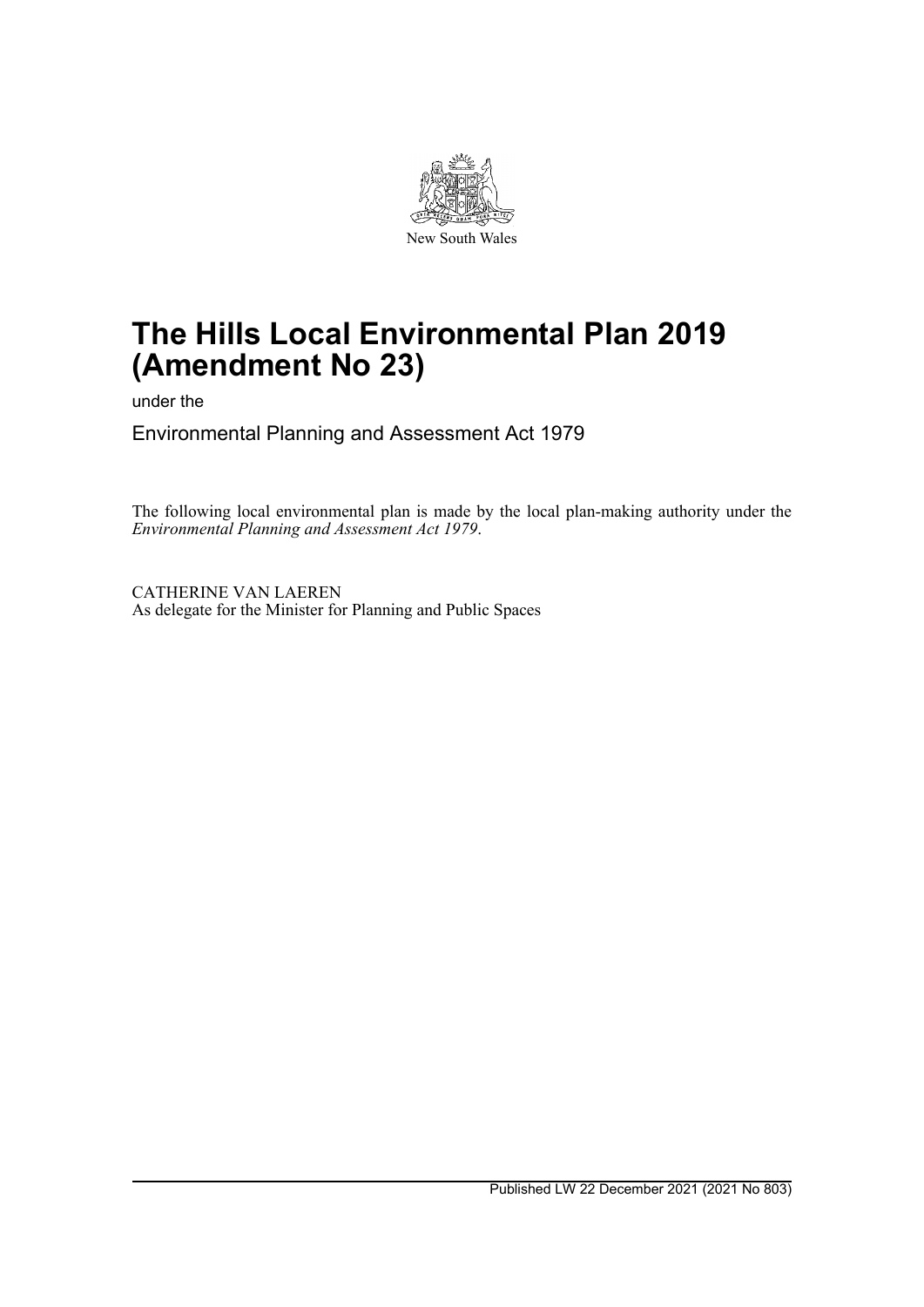New South Wales

# The Hills Local Environmental Plan 2019 (Amendment No 23)

under the

Environmental Planning and Assessment Act 1979

The following local environmental plan is made by the local plan-making authority under the *Environmental Planning and Assessment Act 1979*.

CATHERINE VAN LAEREN
As delegate for the Minister for Planning and Public Spaces

Published LW 22 December 2021 (2021 No 803)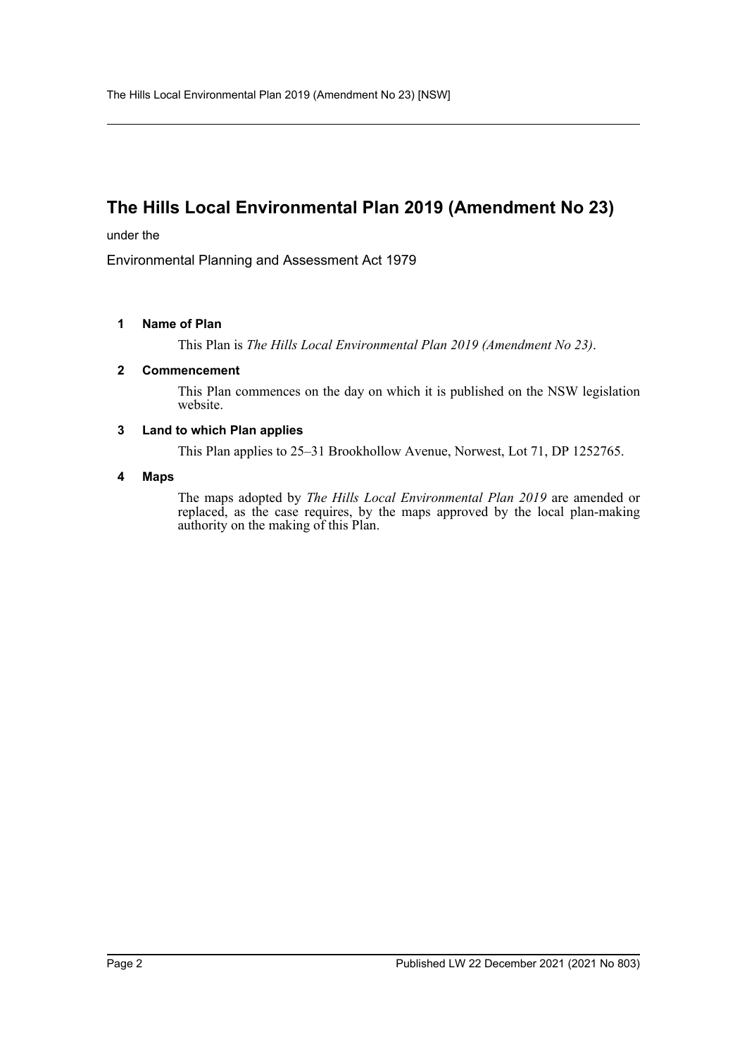# The Hills Local Environmental Plan 2019 (Amendment No 23)

under the

Environmental Planning and Assessment Act 1979

### 1 Name of Plan

This Plan is *The Hills Local Environmental Plan 2019 (Amendment No 23)*.

### 2 Commencement

This Plan commences on the day on which it is published on the NSW legislation website.

### 3 Land to which Plan applies

This Plan applies to 25–31 Brookhollow Avenue, Norwest, Lot 71, DP 1252765.

### 4 Maps

The maps adopted by *The Hills Local Environmental Plan 2019* are amended or replaced, as the case requires, by the maps approved by the local plan-making authority on the making of this Plan.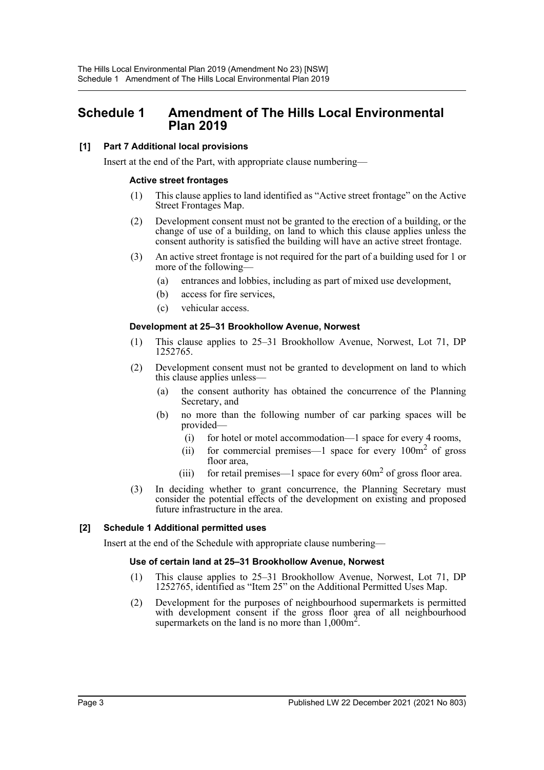# Schedule 1 Amendment of The Hills Local Environmental Plan 2019

**[1] Part 7 Additional local provisions**

Insert at the end of the Part, with appropriate clause numbering—

**Active street frontages**

(1) This clause applies to land identified as "Active street frontage" on the Active Street Frontages Map.

(2) Development consent must not be granted to the erection of a building, or the change of use of a building, on land to which this clause applies unless the consent authority is satisfied the building will have an active street frontage.

(3) An active street frontage is not required for the part of a building used for 1 or more of the following—

- (a) entrances and lobbies, including as part of mixed use development,
- (b) access for fire services,
- (c) vehicular access.

**Development at 25–31 Brookhollow Avenue, Norwest**

(1) This clause applies to 25–31 Brookhollow Avenue, Norwest, Lot 71, DP 1252765.

(2) Development consent must not be granted to development on land to which this clause applies unless—

- (a) the consent authority has obtained the concurrence of the Planning Secretary, and
- (b) no more than the following number of car parking spaces will be provided—
  - (i) for hotel or motel accommodation—1 space for every 4 rooms,
  - (ii) for commercial premises—1 space for every $100m^2$ of gross floor area,
  - (iii) for retail premises—1 space for every $60m^2$ of gross floor area.

(3) In deciding whether to grant concurrence, the Planning Secretary must consider the potential effects of the development on existing and proposed future infrastructure in the area.

**[2] Schedule 1 Additional permitted uses**

Insert at the end of the Schedule with appropriate clause numbering—

**Use of certain land at 25–31 Brookhollow Avenue, Norwest**

(1) This clause applies to 25–31 Brookhollow Avenue, Norwest, Lot 71, DP 1252765, identified as "Item 25" on the Additional Permitted Uses Map.

(2) Development for the purposes of neighbourhood supermarkets is permitted with development consent if the gross floor area of all neighbourhood supermarkets on the land is no more than $1,000m^2$.